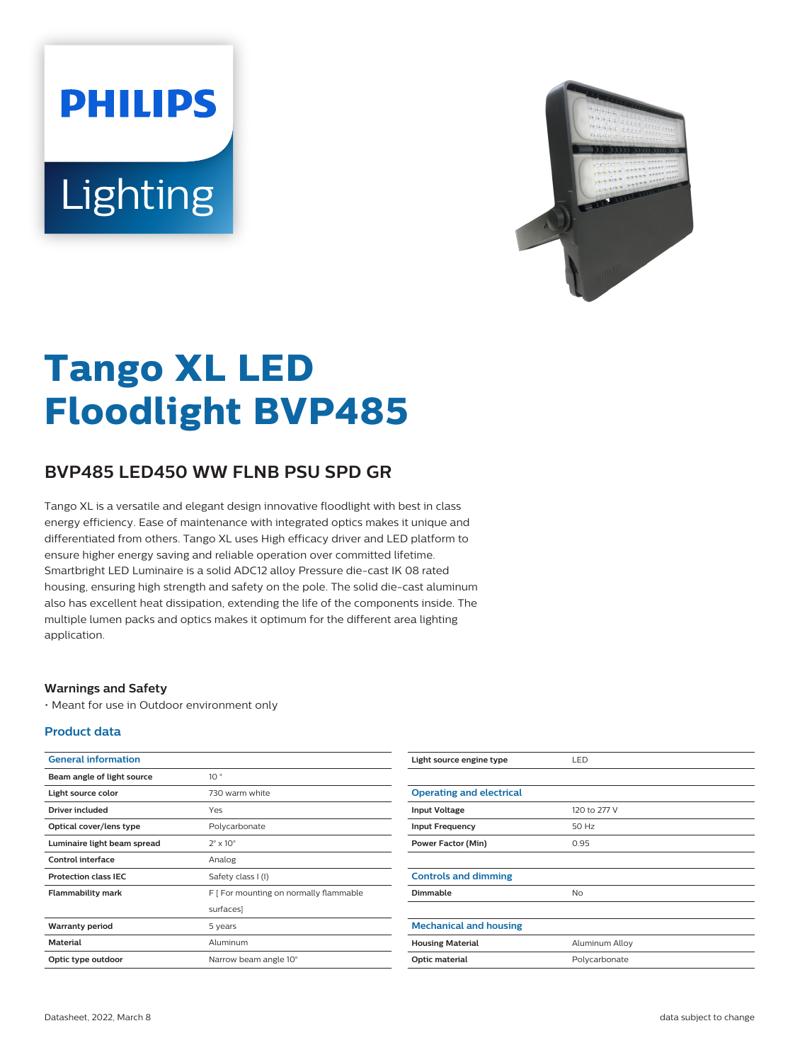# Tango XL LED Floodlight BVP485

## BVP485 LED450 WW FLNB PSU SPD GR

Tango XL is a versatile and elegant design innovative floodlight with best in class energy efficiency. Ease of maintenance with integrated optics makes it unique and differentiated from others. Tango XL uses High efficacy driver and LED platform to ensure higher energy saving and reliable operation over committed lifetime. Smartbright LED Luminaire is a solid ADC12 alloy Pressure die-cast IK 08 rated housing, ensuring high strength and safety on the pole. The solid die-cast aluminum also has excellent heat dissipation, extending the life of the components inside. The multiple lumen packs and optics makes it optimum for the different area lighting application.

### Warnings and Safety

- Meant for use in Outdoor environment only

### Product data

| General information | |
|---|---|
| Beam angle of light source | 10 ° |
| Light source color | 730 warm white |
| Driver included | Yes |
| Optical cover/lens type | Polycarbonate |
| Luminaire light beam spread | 2° x 10° |
| Control interface | Analog |
| Protection class IEC | Safety class I (I) |
| Flammability mark | F [ For mounting on normally flammable surfaces] |
| Warranty period | 5 years |
| Material | Aluminum |
| Optic type outdoor | Narrow beam angle 10° |
| Light source engine type | LED |

| Operating and electrical | |
|---|---|
| Input Voltage | 120 to 277 V |
| Input Frequency | 50 Hz |
| Power Factor (Min) | 0.95 |

| Controls and dimming | |
|---|---|
| Dimmable | No |

| Mechanical and housing | |
|---|---|
| Housing Material | Aluminum Alloy |
| Optic material | Polycarbonate |

Datasheet, 2022, March 8

data subject to change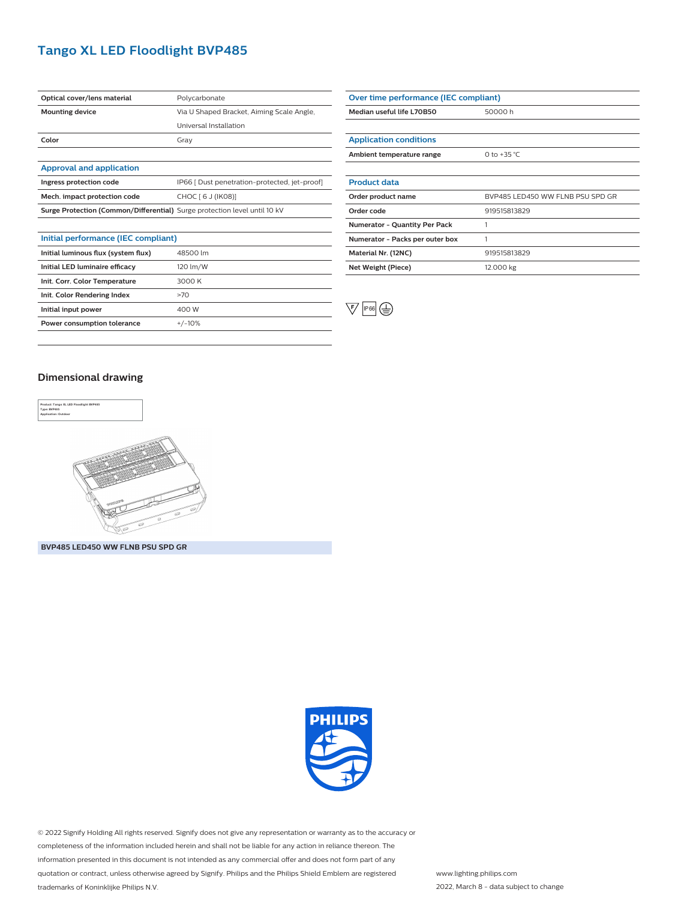# Tango XL LED Floodlight BVP485

| | |
|---|---|
| **Optical cover/lens material** | Polycarbonate |
| **Mounting device** | Via U Shaped Bracket, Aiming Scale Angle, Universal Installation |
| **Color** | Gray |

## Approval and application

| | |
|---|---|
| **Ingress protection code** | IP66 [ Dust penetration-protected, jet-proof] |
| **Mech. impact protection code** | CHOC [ 6 J (IK08)] |
| **Surge Protection (Common/Differential)** | Surge protection level until 10 kV |

## Initial performance (IEC compliant)

| | |
|---|---|
| **Initial luminous flux (system flux)** | 48500 lm |
| **Initial LED luminaire efficacy** | 120 lm/W |
| **Init. Corr. Color Temperature** | 3000 K |
| **Init. Color Rendering Index** | >70 |
| **Initial input power** | 400 W |
| **Power consumption tolerance** | +/-10% |

## Over time performance (IEC compliant)

| | |
|---|---|
| **Median useful life L70B50** | 50000 h |

## Application conditions

| | |
|---|---|
| **Ambient temperature range** | 0 to +35 °C |

## Product data

| | |
|---|---|
| **Order product name** | BVP485 LED450 WW FLNB PSU SPD GR |
| **Order code** | 919515813829 |
| **Numerator - Quantity Per Pack** | 1 |
| **Numerator - Packs per outer box** | 1 |
| **Material Nr. (12NC)** | 919515813829 |
| **Net Weight (Piece)** | 12.000 kg |

F IP66

## Dimensional drawing

Product: Tango XL LED Floodlight BVP485
Type: BVP485
Application: Outdoor

**BVP485 LED450 WW FLNB PSU SPD GR**

© 2022 Signify Holding All rights reserved. Signify does not give any representation or warranty as to the accuracy or completeness of the information included herein and shall not be liable for any action in reliance thereon. The information presented in this document is not intended as any commercial offer and does not form part of any quotation or contract, unless otherwise agreed by Signify. Philips and the Philips Shield Emblem are registered trademarks of Koninklijke Philips N.V.

www.lighting.philips.com
2022, March 8 - data subject to change